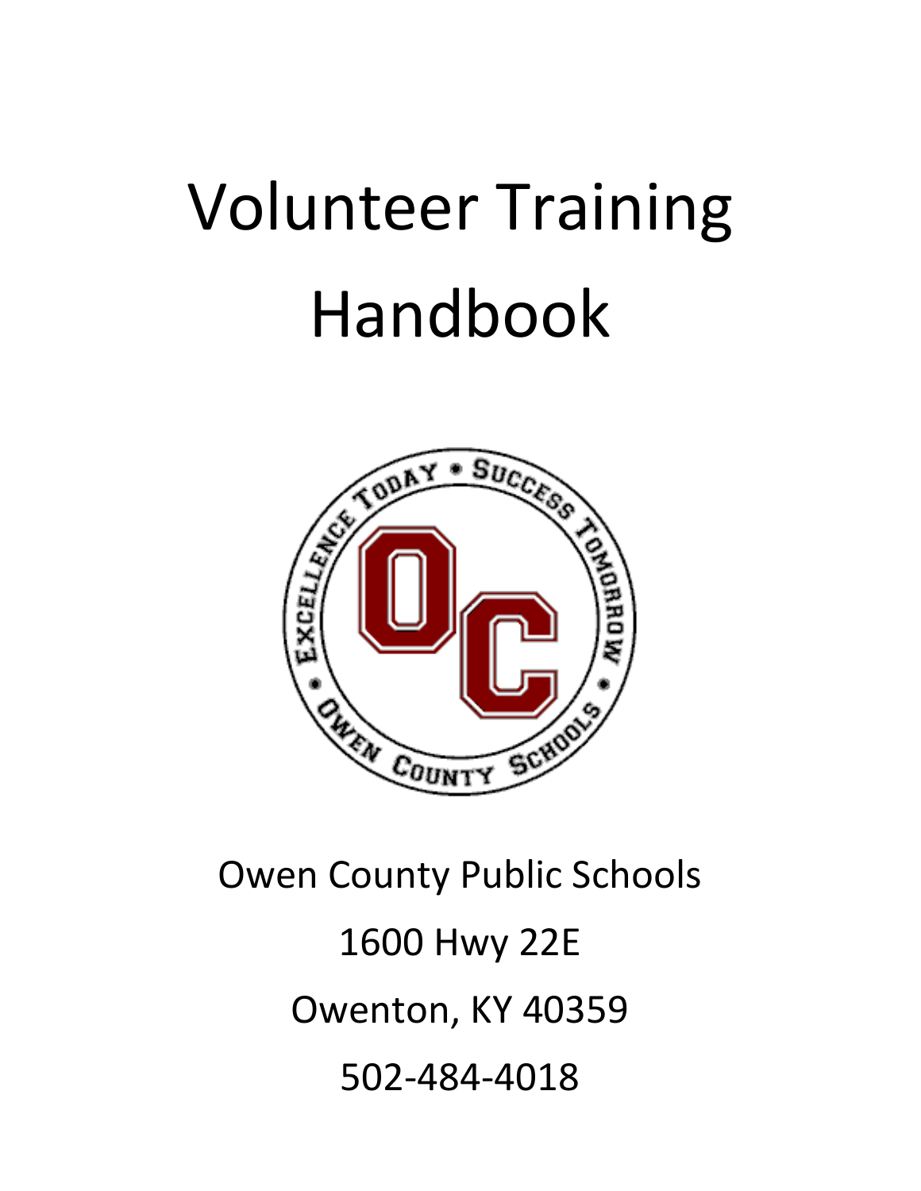# Volunteer Training Handbook

Owen County Public Schools

1600 Hwy 22E

Owenton, KY 40359

502-484-4018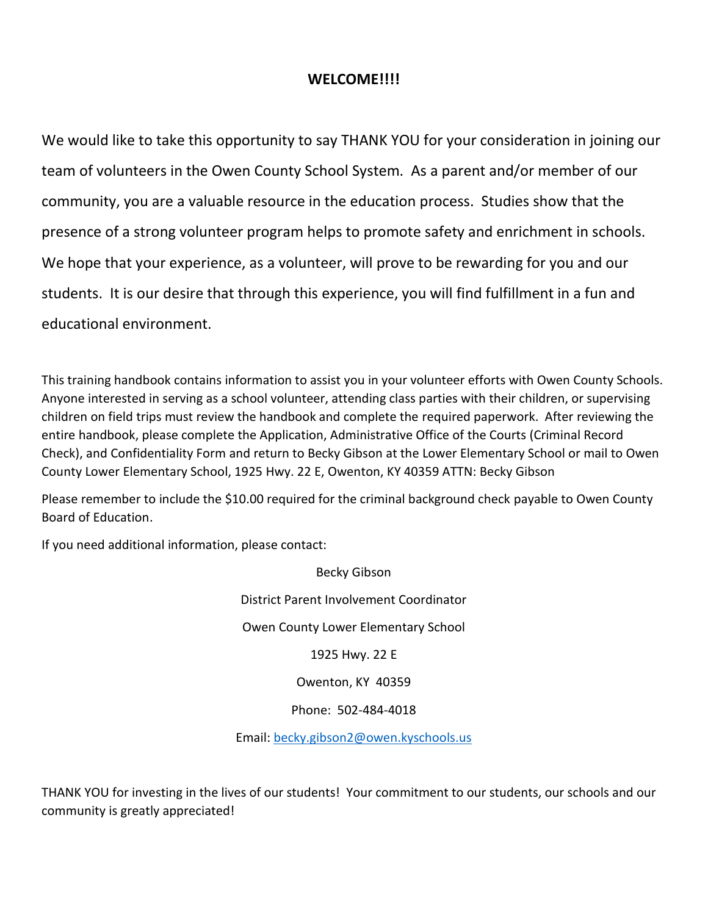# WELCOME!!!!

We would like to take this opportunity to say THANK YOU for your consideration in joining our team of volunteers in the Owen County School System. As a parent and/or member of our community, you are a valuable resource in the education process. Studies show that the presence of a strong volunteer program helps to promote safety and enrichment in schools. We hope that your experience, as a volunteer, will prove to be rewarding for you and our students. It is our desire that through this experience, you will find fulfillment in a fun and educational environment.

This training handbook contains information to assist you in your volunteer efforts with Owen County Schools. Anyone interested in serving as a school volunteer, attending class parties with their children, or supervising children on field trips must review the handbook and complete the required paperwork. After reviewing the entire handbook, please complete the Application, Administrative Office of the Courts (Criminal Record Check), and Confidentiality Form and return to Becky Gibson at the Lower Elementary School or mail to Owen County Lower Elementary School, 1925 Hwy. 22 E, Owenton, KY 40359 ATTN: Becky Gibson

Please remember to include the $10.00 required for the criminal background check payable to Owen County Board of Education.

If you need additional information, please contact:

Becky Gibson

District Parent Involvement Coordinator

Owen County Lower Elementary School

1925 Hwy. 22 E

Owenton, KY 40359

Phone: 502-484-4018

Email: becky.gibson2@owen.kyschools.us

THANK YOU for investing in the lives of our students! Your commitment to our students, our schools and our community is greatly appreciated!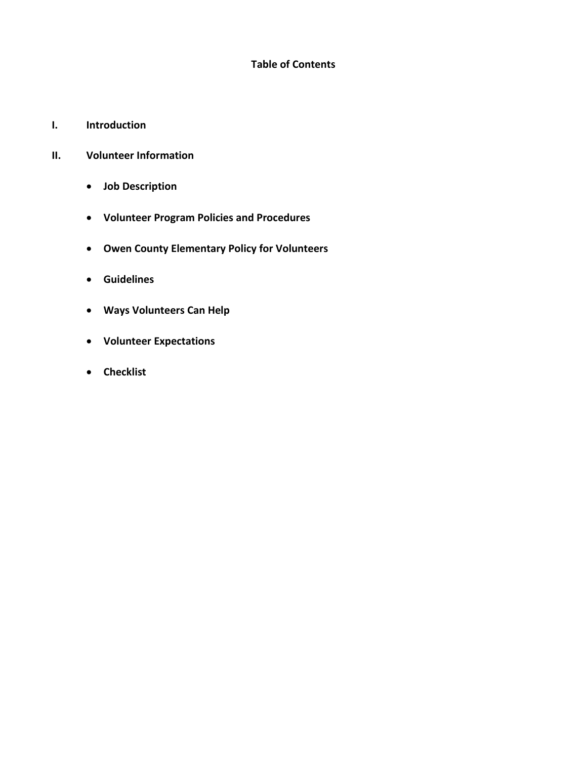## Table of Contents

**I. Introduction**

**II. Volunteer Information**

- **Job Description**
- **Volunteer Program Policies and Procedures**
- **Owen County Elementary Policy for Volunteers**
- **Guidelines**
- **Ways Volunteers Can Help**
- **Volunteer Expectations**
- **Checklist**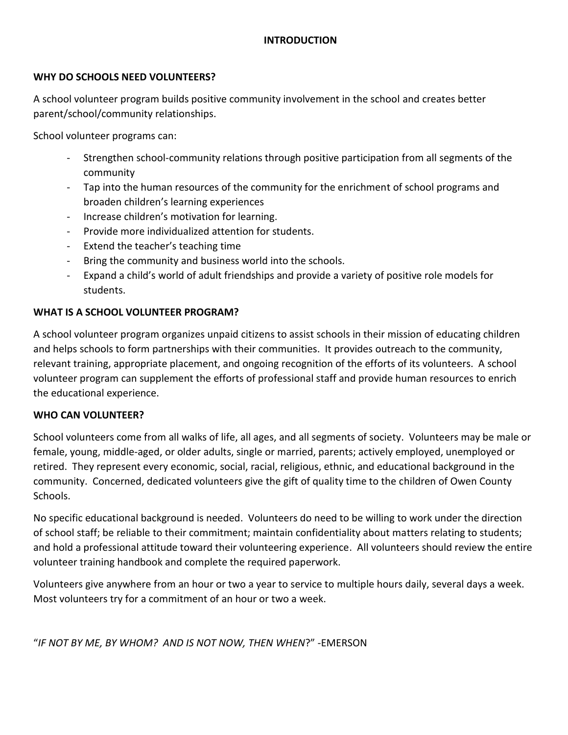# INTRODUCTION

## WHY DO SCHOOLS NEED VOLUNTEERS?

A school volunteer program builds positive community involvement in the school and creates better parent/school/community relationships.

School volunteer programs can:

- Strengthen school-community relations through positive participation from all segments of the community
- Tap into the human resources of the community for the enrichment of school programs and broaden children's learning experiences
- Increase children's motivation for learning.
- Provide more individualized attention for students.
- Extend the teacher's teaching time
- Bring the community and business world into the schools.
- Expand a child's world of adult friendships and provide a variety of positive role models for students.

## WHAT IS A SCHOOL VOLUNTEER PROGRAM?

A school volunteer program organizes unpaid citizens to assist schools in their mission of educating children and helps schools to form partnerships with their communities. It provides outreach to the community, relevant training, appropriate placement, and ongoing recognition of the efforts of its volunteers. A school volunteer program can supplement the efforts of professional staff and provide human resources to enrich the educational experience.

## WHO CAN VOLUNTEER?

School volunteers come from all walks of life, all ages, and all segments of society. Volunteers may be male or female, young, middle-aged, or older adults, single or married, parents; actively employed, unemployed or retired. They represent every economic, social, racial, religious, ethnic, and educational background in the community. Concerned, dedicated volunteers give the gift of quality time to the children of Owen County Schools.

No specific educational background is needed. Volunteers do need to be willing to work under the direction of school staff; be reliable to their commitment; maintain confidentiality about matters relating to students; and hold a professional attitude toward their volunteering experience. All volunteers should review the entire volunteer training handbook and complete the required paperwork.

Volunteers give anywhere from an hour or two a year to service to multiple hours daily, several days a week. Most volunteers try for a commitment of an hour or two a week.

"*IF NOT BY ME, BY WHOM? AND IS NOT NOW, THEN WHEN*?" -EMERSON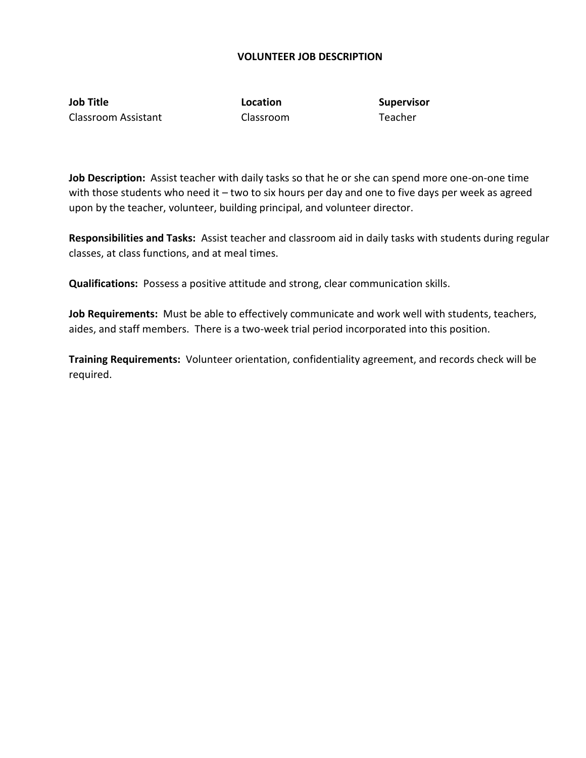**VOLUNTEER JOB DESCRIPTION**

| Job Title | Location | Supervisor |
| --- | --- | --- |
| Classroom Assistant | Classroom | Teacher |

**Job Description:** Assist teacher with daily tasks so that he or she can spend more one-on-one time with those students who need it – two to six hours per day and one to five days per week as agreed upon by the teacher, volunteer, building principal, and volunteer director.

**Responsibilities and Tasks:** Assist teacher and classroom aid in daily tasks with students during regular classes, at class functions, and at meal times.

**Qualifications:** Possess a positive attitude and strong, clear communication skills.

**Job Requirements:** Must be able to effectively communicate and work well with students, teachers, aides, and staff members. There is a two-week trial period incorporated into this position.

**Training Requirements:** Volunteer orientation, confidentiality agreement, and records check will be required.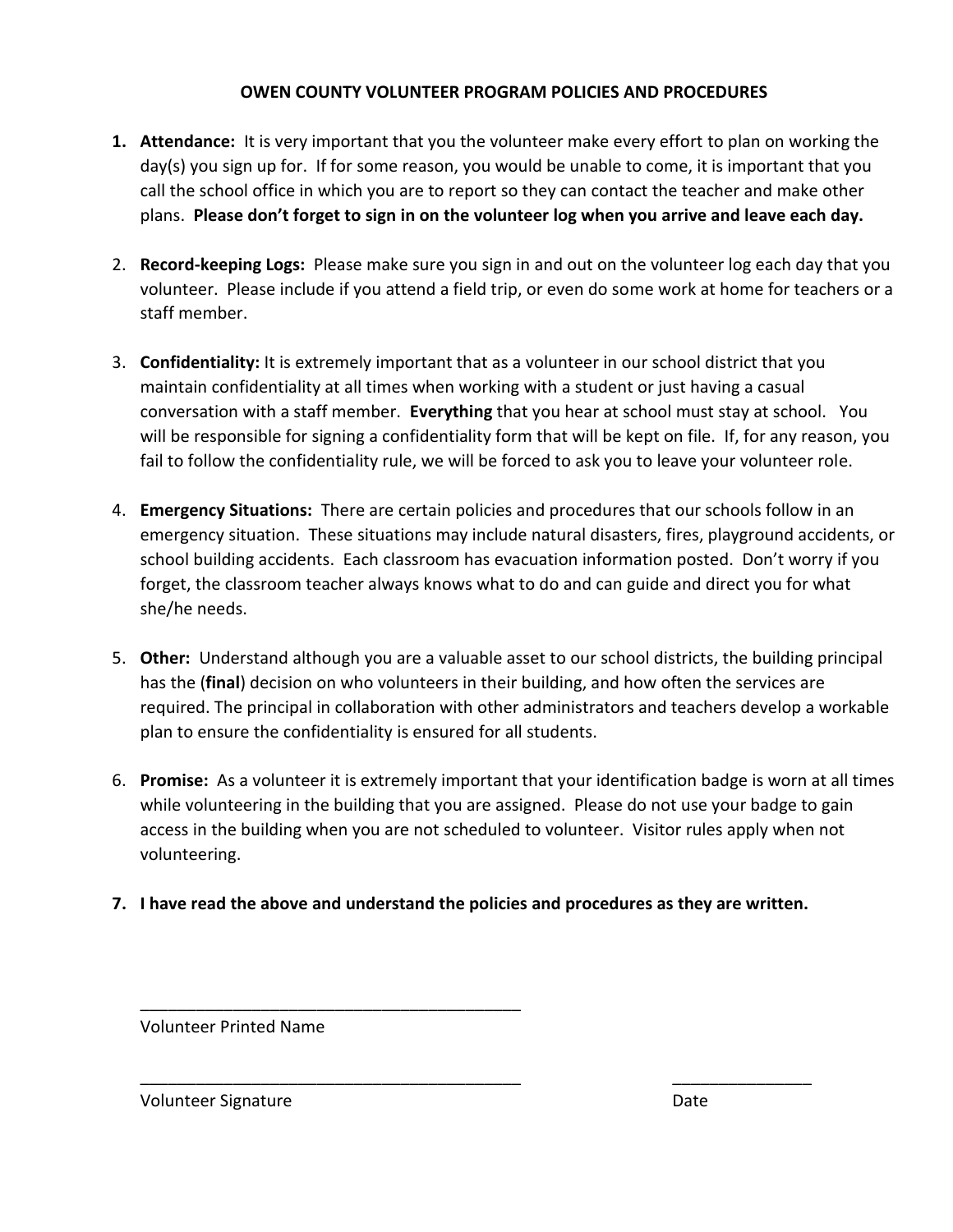# OWEN COUNTY VOLUNTEER PROGRAM POLICIES AND PROCEDURES

1. **Attendance:** It is very important that you the volunteer make every effort to plan on working the day(s) you sign up for. If for some reason, you would be unable to come, it is important that you call the school office in which you are to report so they can contact the teacher and make other plans. **Please don't forget to sign in on the volunteer log when you arrive and leave each day.**

2. **Record-keeping Logs:** Please make sure you sign in and out on the volunteer log each day that you volunteer. Please include if you attend a field trip, or even do some work at home for teachers or a staff member.

3. **Confidentiality:** It is extremely important that as a volunteer in our school district that you maintain confidentiality at all times when working with a student or just having a casual conversation with a staff member. **Everything** that you hear at school must stay at school. You will be responsible for signing a confidentiality form that will be kept on file. If, for any reason, you fail to follow the confidentiality rule, we will be forced to ask you to leave your volunteer role.

4. **Emergency Situations:** There are certain policies and procedures that our schools follow in an emergency situation. These situations may include natural disasters, fires, playground accidents, or school building accidents. Each classroom has evacuation information posted. Don't worry if you forget, the classroom teacher always knows what to do and can guide and direct you for what she/he needs.

5. **Other:** Understand although you are a valuable asset to our school districts, the building principal has the (**final**) decision on who volunteers in their building, and how often the services are required. The principal in collaboration with other administrators and teachers develop a workable plan to ensure the confidentiality is ensured for all students.

6. **Promise:** As a volunteer it is extremely important that your identification badge is worn at all times while volunteering in the building that you are assigned. Please do not use your badge to gain access in the building when you are not scheduled to volunteer. Visitor rules apply when not volunteering.

7. **I have read the above and understand the policies and procedures as they are written.**

___________________________________________

Volunteer Printed Name

___________________________________________ _______________

Volunteer Signature Date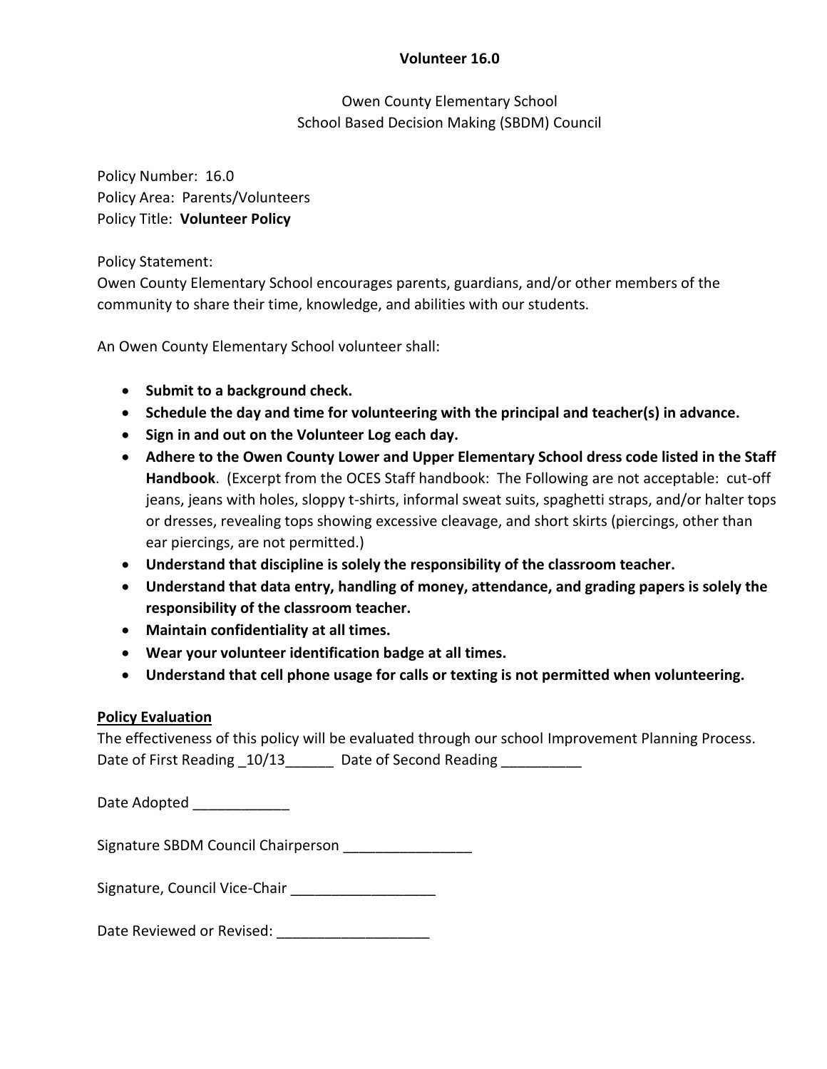**Volunteer 16.0**

Owen County Elementary School
School Based Decision Making (SBDM) Council

Policy Number: 16.0
Policy Area: Parents/Volunteers
Policy Title: **Volunteer Policy**

Policy Statement:
Owen County Elementary School encourages parents, guardians, and/or other members of the community to share their time, knowledge, and abilities with our students.

An Owen County Elementary School volunteer shall:

- **Submit to a background check.**
- **Schedule the day and time for volunteering with the principal and teacher(s) in advance.**
- **Sign in and out on the Volunteer Log each day.**
- **Adhere to the Owen County Lower and Upper Elementary School dress code listed in the Staff Handbook**. (Excerpt from the OCES Staff handbook: The Following are not acceptable: cut-off jeans, jeans with holes, sloppy t-shirts, informal sweat suits, spaghetti straps, and/or halter tops or dresses, revealing tops showing excessive cleavage, and short skirts (piercings, other than ear piercings, are not permitted.)
- **Understand that discipline is solely the responsibility of the classroom teacher.**
- **Understand that data entry, handling of money, attendance, and grading papers is solely the responsibility of the classroom teacher.**
- **Maintain confidentiality at all times.**
- **Wear your volunteer identification badge at all times.**
- **Understand that cell phone usage for calls or texting is not permitted when volunteering.**

**Policy Evaluation**

The effectiveness of this policy will be evaluated through our school Improvement Planning Process.
Date of First Reading _10/13______ Date of Second Reading __________

Date Adopted ____________

Signature SBDM Council Chairperson ________________

Signature, Council Vice-Chair __________________

Date Reviewed or Revised: ___________________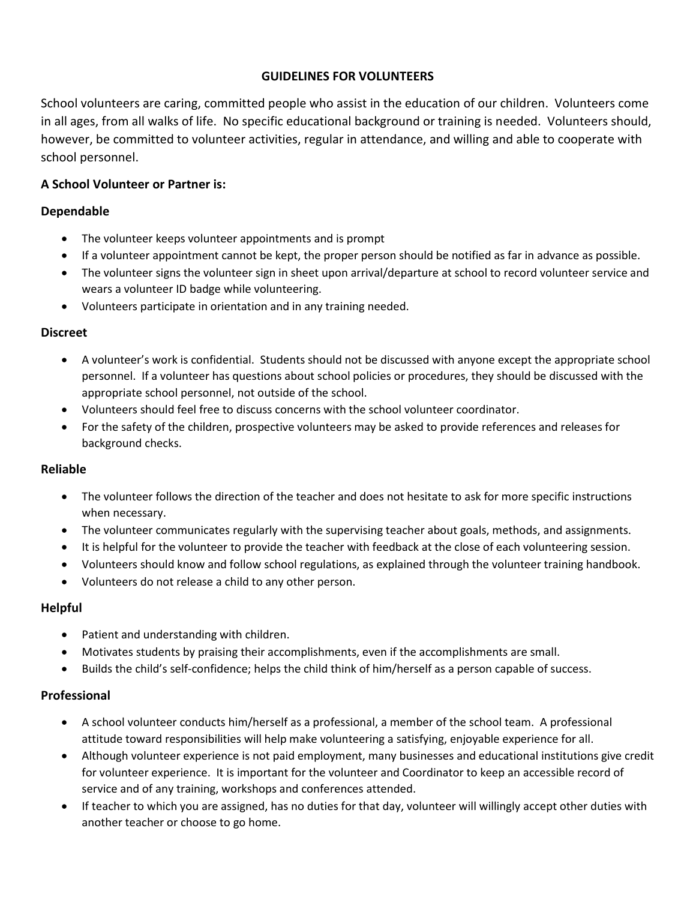# GUIDELINES FOR VOLUNTEERS

School volunteers are caring, committed people who assist in the education of our children. Volunteers come in all ages, from all walks of life. No specific educational background or training is needed. Volunteers should, however, be committed to volunteer activities, regular in attendance, and willing and able to cooperate with school personnel.

## A School Volunteer or Partner is:

### Dependable

- The volunteer keeps volunteer appointments and is prompt
- If a volunteer appointment cannot be kept, the proper person should be notified as far in advance as possible.
- The volunteer signs the volunteer sign in sheet upon arrival/departure at school to record volunteer service and wears a volunteer ID badge while volunteering.
- Volunteers participate in orientation and in any training needed.

### Discreet

- A volunteer's work is confidential. Students should not be discussed with anyone except the appropriate school personnel. If a volunteer has questions about school policies or procedures, they should be discussed with the appropriate school personnel, not outside of the school.
- Volunteers should feel free to discuss concerns with the school volunteer coordinator.
- For the safety of the children, prospective volunteers may be asked to provide references and releases for background checks.

### Reliable

- The volunteer follows the direction of the teacher and does not hesitate to ask for more specific instructions when necessary.
- The volunteer communicates regularly with the supervising teacher about goals, methods, and assignments.
- It is helpful for the volunteer to provide the teacher with feedback at the close of each volunteering session.
- Volunteers should know and follow school regulations, as explained through the volunteer training handbook.
- Volunteers do not release a child to any other person.

### Helpful

- Patient and understanding with children.
- Motivates students by praising their accomplishments, even if the accomplishments are small.
- Builds the child's self-confidence; helps the child think of him/herself as a person capable of success.

### Professional

- A school volunteer conducts him/herself as a professional, a member of the school team. A professional attitude toward responsibilities will help make volunteering a satisfying, enjoyable experience for all.
- Although volunteer experience is not paid employment, many businesses and educational institutions give credit for volunteer experience. It is important for the volunteer and Coordinator to keep an accessible record of service and of any training, workshops and conferences attended.
- If teacher to which you are assigned, has no duties for that day, volunteer will willingly accept other duties with another teacher or choose to go home.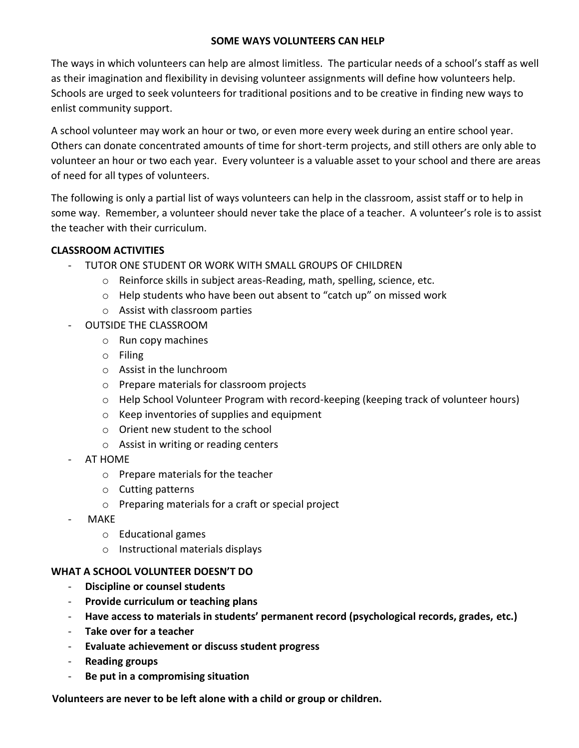## SOME WAYS VOLUNTEERS CAN HELP

The ways in which volunteers can help are almost limitless. The particular needs of a school's staff as well as their imagination and flexibility in devising volunteer assignments will define how volunteers help. Schools are urged to seek volunteers for traditional positions and to be creative in finding new ways to enlist community support.

A school volunteer may work an hour or two, or even more every week during an entire school year. Others can donate concentrated amounts of time for short-term projects, and still others are only able to volunteer an hour or two each year. Every volunteer is a valuable asset to your school and there are areas of need for all types of volunteers.

The following is only a partial list of ways volunteers can help in the classroom, assist staff or to help in some way. Remember, a volunteer should never take the place of a teacher. A volunteer's role is to assist the teacher with their curriculum.

**CLASSROOM ACTIVITIES**

- TUTOR ONE STUDENT OR WORK WITH SMALL GROUPS OF CHILDREN
  - Reinforce skills in subject areas-Reading, math, spelling, science, etc.
  - Help students who have been out absent to "catch up" on missed work
  - Assist with classroom parties
- OUTSIDE THE CLASSROOM
  - Run copy machines
  - Filing
  - Assist in the lunchroom
  - Prepare materials for classroom projects
  - Help School Volunteer Program with record-keeping (keeping track of volunteer hours)
  - Keep inventories of supplies and equipment
  - Orient new student to the school
  - Assist in writing or reading centers
- AT HOME
  - Prepare materials for the teacher
  - Cutting patterns
  - Preparing materials for a craft or special project
- MAKE
  - Educational games
  - Instructional materials displays

**WHAT A SCHOOL VOLUNTEER DOESN'T DO**

- **Discipline or counsel students**
- **Provide curriculum or teaching plans**
- **Have access to materials in students' permanent record (psychological records, grades, etc.)**
- **Take over for a teacher**
- **Evaluate achievement or discuss student progress**
- **Reading groups**
- **Be put in a compromising situation**

**Volunteers are never to be left alone with a child or group or children.**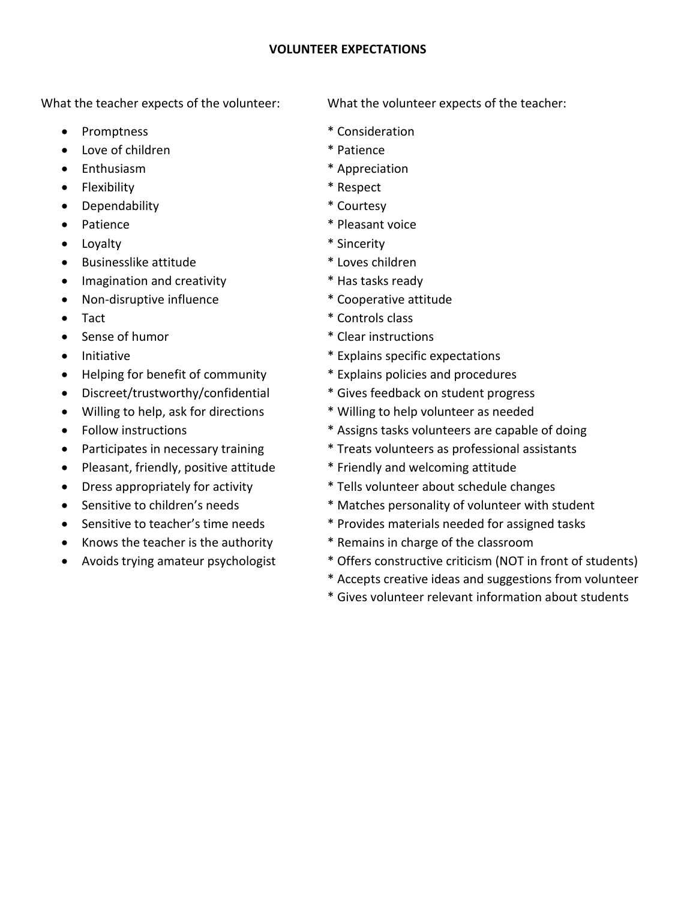# VOLUNTEER EXPECTATIONS

What the teacher expects of the volunteer:

- Promptness
- Love of children
- Enthusiasm
- Flexibility
- Dependability
- Patience
- Loyalty
- Businesslike attitude
- Imagination and creativity
- Non-disruptive influence
- Tact
- Sense of humor
- Initiative
- Helping for benefit of community
- Discreet/trustworthy/confidential
- Willing to help, ask for directions
- Follow instructions
- Participates in necessary training
- Pleasant, friendly, positive attitude
- Dress appropriately for activity
- Sensitive to children's needs
- Sensitive to teacher's time needs
- Knows the teacher is the authority
- Avoids trying amateur psychologist

What the volunteer expects of the teacher:

* Consideration
* Patience
* Appreciation
* Respect
* Courtesy
* Pleasant voice
* Sincerity
* Loves children
* Has tasks ready
* Cooperative attitude
* Controls class
* Clear instructions
* Explains specific expectations
* Explains policies and procedures
* Gives feedback on student progress
* Willing to help volunteer as needed
* Assigns tasks volunteers are capable of doing
* Treats volunteers as professional assistants
* Friendly and welcoming attitude
* Tells volunteer about schedule changes
* Matches personality of volunteer with student
* Provides materials needed for assigned tasks
* Remains in charge of the classroom
* Offers constructive criticism (NOT in front of students)
* Accepts creative ideas and suggestions from volunteer
* Gives volunteer relevant information about students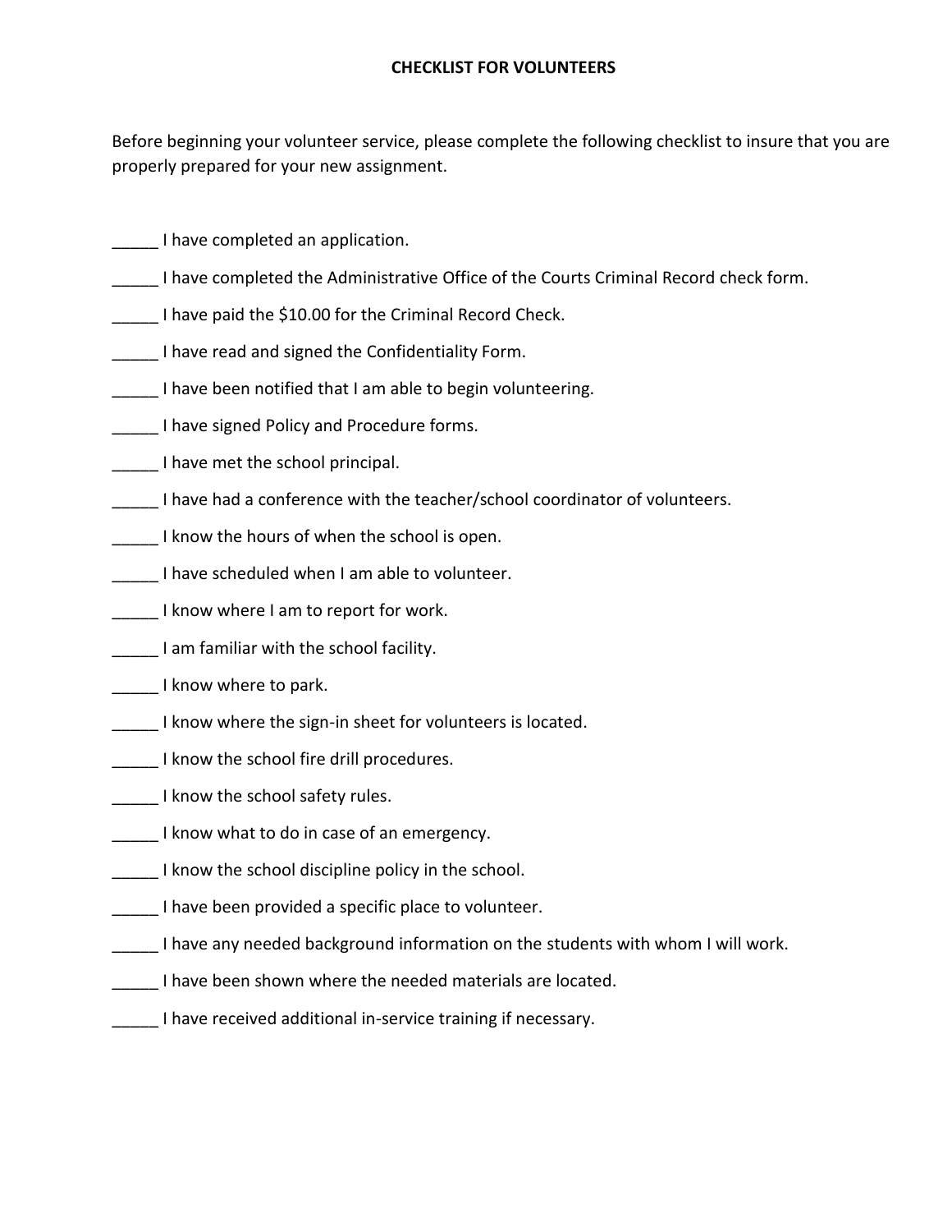**CHECKLIST FOR VOLUNTEERS**

Before beginning your volunteer service, please complete the following checklist to insure that you are properly prepared for your new assignment.

_____ I have completed an application.

_____ I have completed the Administrative Office of the Courts Criminal Record check form.

_____ I have paid the $10.00 for the Criminal Record Check.

_____ I have read and signed the Confidentiality Form.

_____ I have been notified that I am able to begin volunteering.

_____ I have signed Policy and Procedure forms.

_____ I have met the school principal.

_____ I have had a conference with the teacher/school coordinator of volunteers.

_____ I know the hours of when the school is open.

_____ I have scheduled when I am able to volunteer.

_____ I know where I am to report for work.

_____ I am familiar with the school facility.

_____ I know where to park.

_____ I know where the sign-in sheet for volunteers is located.

_____ I know the school fire drill procedures.

_____ I know the school safety rules.

_____ I know what to do in case of an emergency.

_____ I know the school discipline policy in the school.

_____ I have been provided a specific place to volunteer.

_____ I have any needed background information on the students with whom I will work.

_____ I have been shown where the needed materials are located.

_____ I have received additional in-service training if necessary.